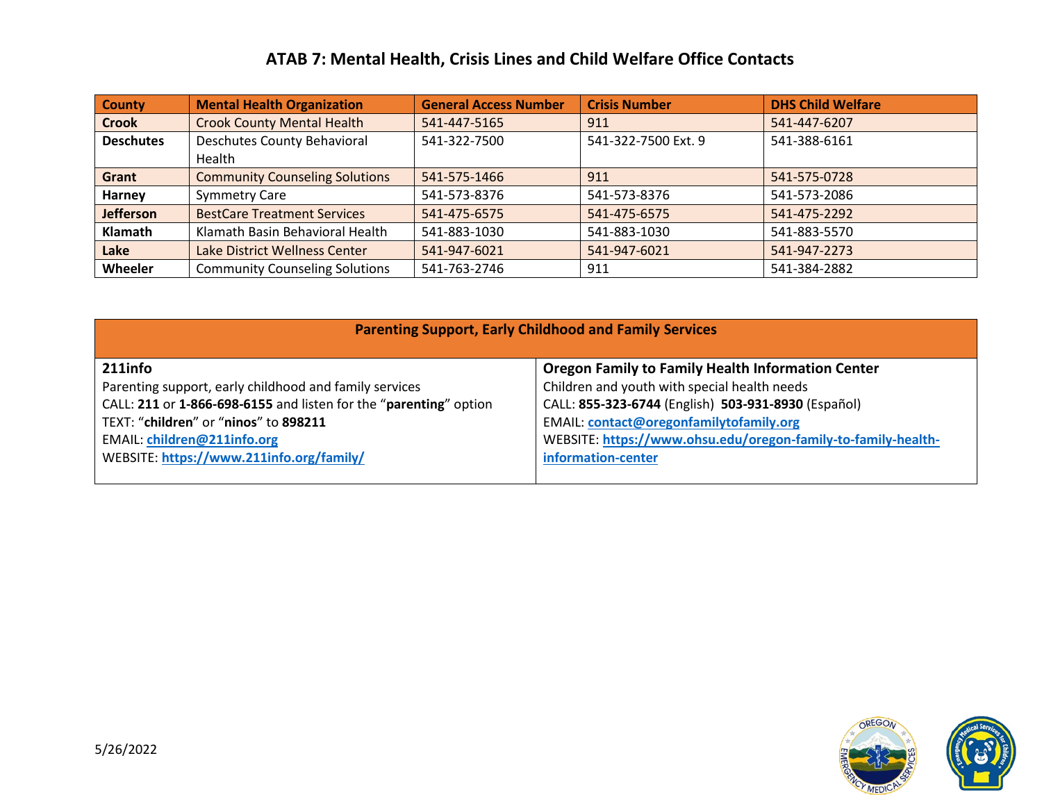# ATAB 7: Mental Health, Crisis Lines and Child Welfare Office Contacts

| County | Mental Health Organization | General Access Number | Crisis Number | DHS Child Welfare |
|---|---|---|---|---|
| **Crook** | Crook County Mental Health | 541-447-5165 | 911 | 541-447-6207 |
| **Deschutes** | Deschutes County Behavioral Health | 541-322-7500 | 541-322-7500 Ext. 9 | 541-388-6161 |
| **Grant** | Community Counseling Solutions | 541-575-1466 | 911 | 541-575-0728 |
| **Harney** | Symmetry Care | 541-573-8376 | 541-573-8376 | 541-573-2086 |
| **Jefferson** | BestCare Treatment Services | 541-475-6575 | 541-475-6575 | 541-475-2292 |
| **Klamath** | Klamath Basin Behavioral Health | 541-883-1030 | 541-883-1030 | 541-883-5570 |
| **Lake** | Lake District Wellness Center | 541-947-6021 | 541-947-6021 | 541-947-2273 |
| **Wheeler** | Community Counseling Solutions | 541-763-2746 | 911 | 541-384-2882 |

## Parenting Support, Early Childhood and Family Services

**211info**

Parenting support, early childhood and family services

CALL: **211** or **1-866-698-6155** and listen for the "**parenting**" option

TEXT: "**children**" or "**ninos**" to **898211**

EMAIL: **children@211info.org**

WEBSITE: **https://www.211info.org/family/**

**Oregon Family to Family Health Information Center**

Children and youth with special health needs

CALL: **855-323-6744** (English) **503-931-8930** (Español)

EMAIL: **contact@oregonfamilytofamily.org**

WEBSITE: **https://www.ohsu.edu/oregon-family-to-family-health-information-center**

5/26/2022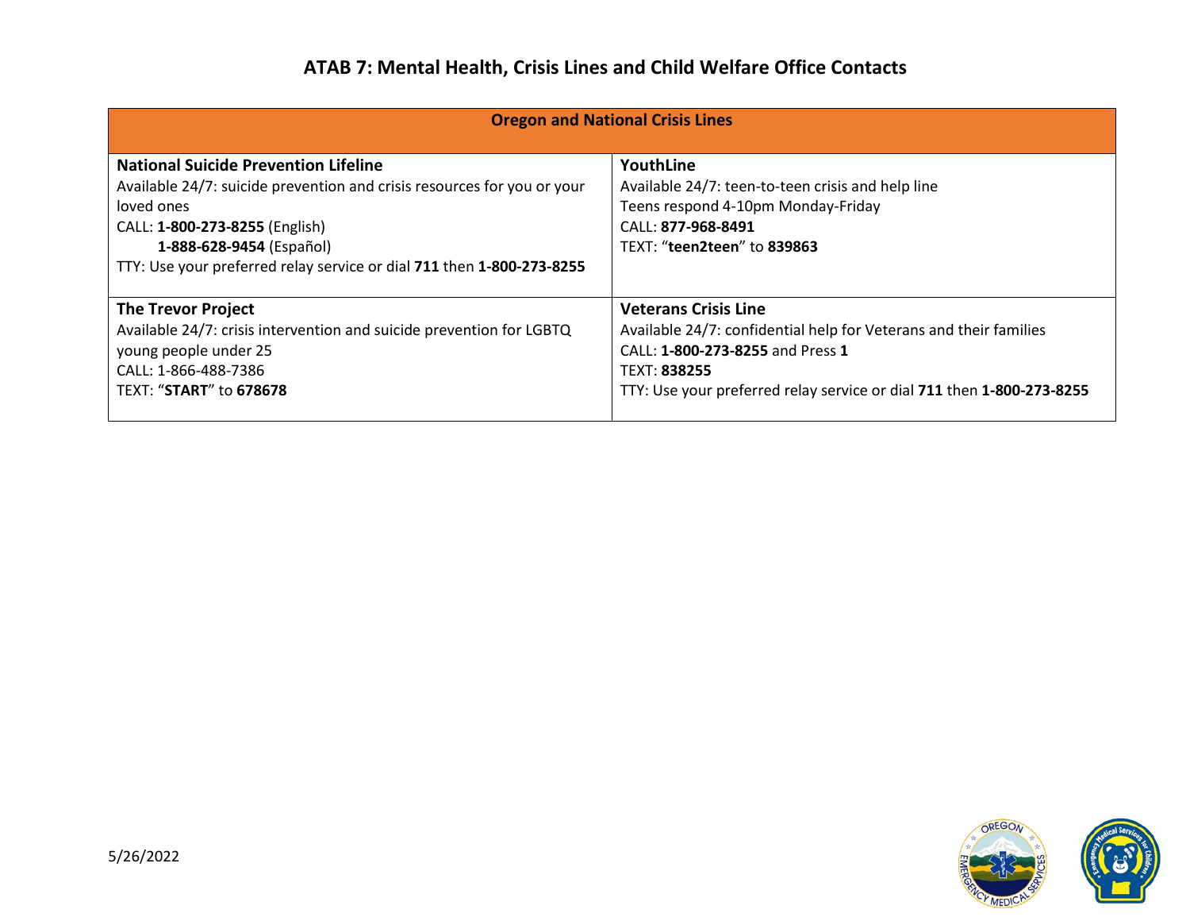## ATAB 7: Mental Health, Crisis Lines and Child Welfare Office Contacts

| Oregon and National Crisis Lines | |
|---|---|
| **National Suicide Prevention Lifeline**<br>Available 24/7: suicide prevention and crisis resources for you or your loved ones<br>CALL: **1-800-273-8255** (English)<br>**1-888-628-9454** (Español)<br>TTY: Use your preferred relay service or dial **711** then **1-800-273-8255** | **YouthLine**<br>Available 24/7: teen-to-teen crisis and help line<br>Teens respond 4-10pm Monday-Friday<br>CALL: **877-968-8491**<br>TEXT: "**teen2teen**" to **839863** |
| **The Trevor Project**<br>Available 24/7: crisis intervention and suicide prevention for LGBTQ young people under 25<br>CALL: 1-866-488-7386<br>TEXT: "**START**" to **678678** | **Veterans Crisis Line**<br>Available 24/7: confidential help for Veterans and their families<br>CALL: **1-800-273-8255** and Press **1**<br>TEXT: **838255**<br>TTY: Use your preferred relay service or dial **711** then **1-800-273-8255** |

5/26/2022